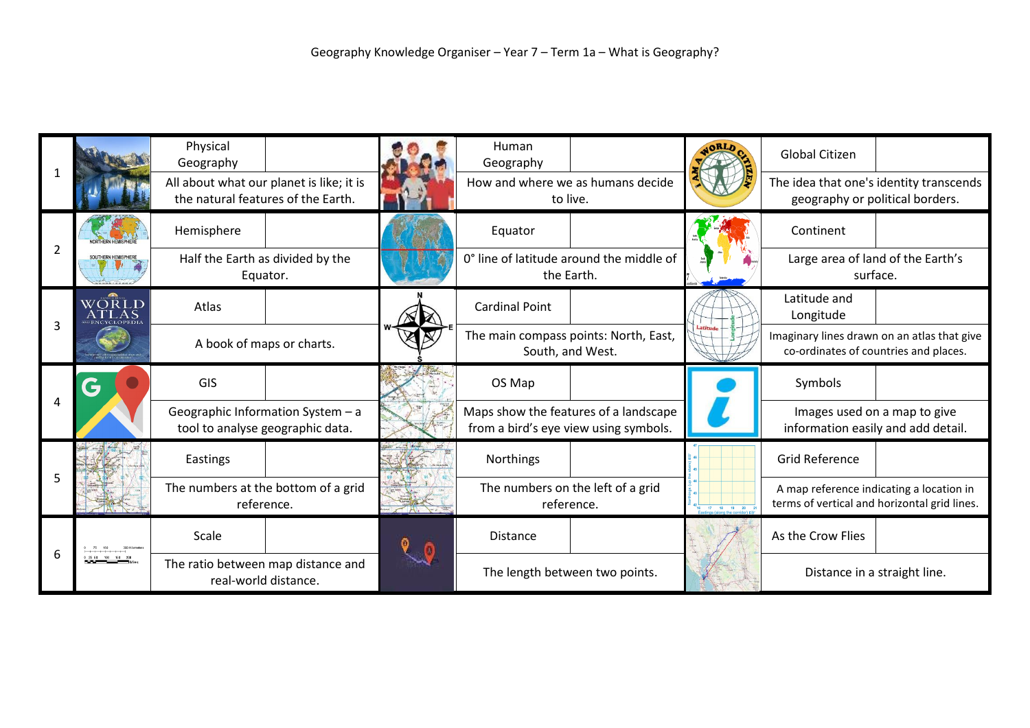Geography Knowledge Organiser – Year 7 – Term 1a – What is Geography?

| | Term | Definition | Term | Definition | Term | Definition |
|---|---|---|---|---|---|---|
| 1 | Physical Geography | All about what our planet is like; it is the natural features of the Earth. | Human Geography | How and where we as humans decide to live. | Global Citizen | The idea that one's identity transcends geography or political borders. |
| 2 | Hemisphere | Half the Earth as divided by the Equator. | Equator | 0° line of latitude around the middle of the Earth. | Continent | Large area of land of the Earth's surface. |
| 3 | Atlas | A book of maps or charts. | Cardinal Point | The main compass points: North, East, South, and West. | Latitude and Longitude | Imaginary lines drawn on an atlas that give co-ordinates of countries and places. |
| 4 | GIS | Geographic Information System – a tool to analyse geographic data. | OS Map | Maps show the features of a landscape from a bird's eye view using symbols. | Symbols | Images used on a map to give information easily and add detail. |
| 5 | Eastings | The numbers at the bottom of a grid reference. | Northings | The numbers on the left of a grid reference. | Grid Reference | A map reference indicating a location in terms of vertical and horizontal grid lines. |
| 6 | Scale | The ratio between map distance and real-world distance. | Distance | The length between two points. | As the Crow Flies | Distance in a straight line. |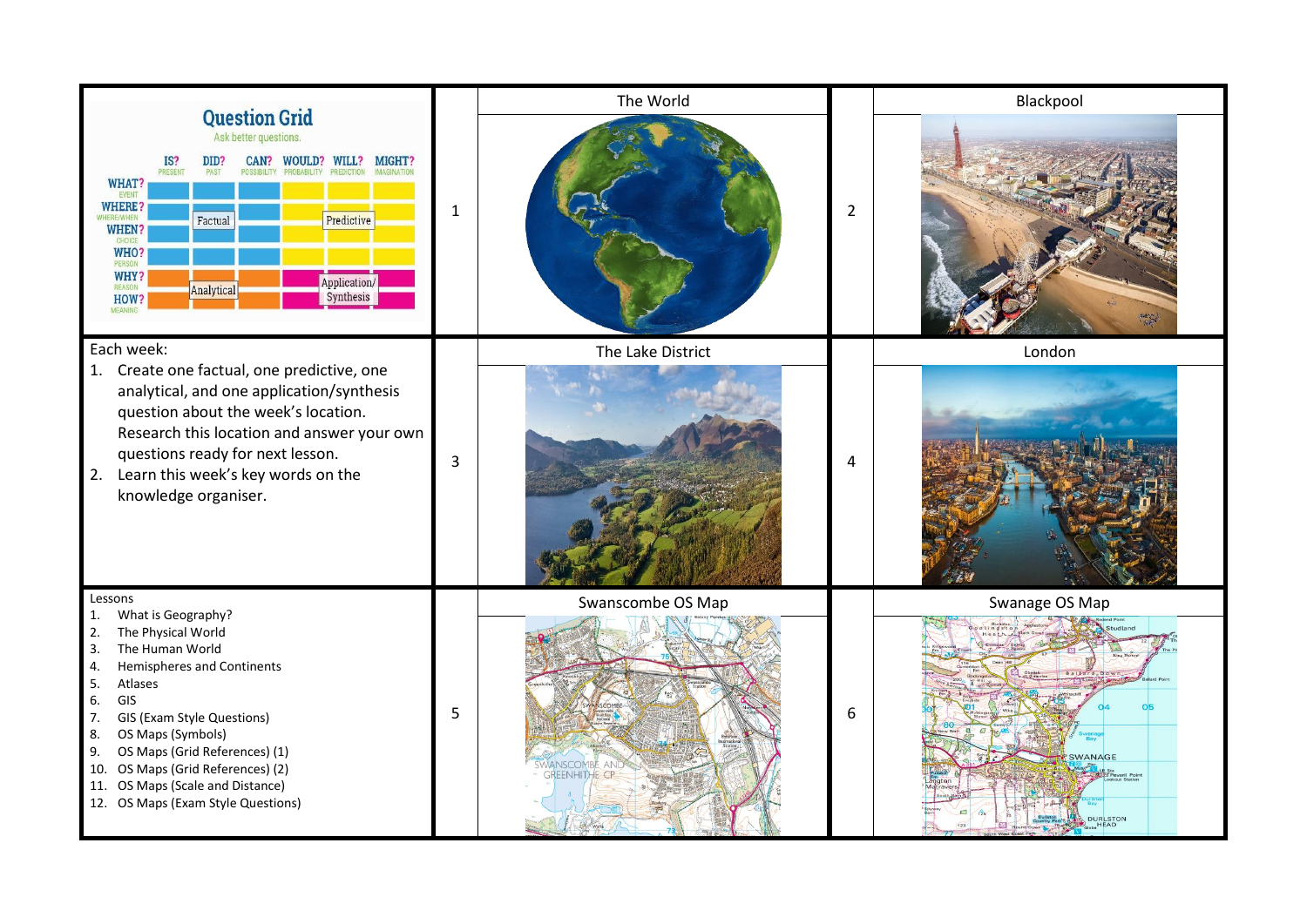| | | | | |
|---|---|---|---|---|
| **Question Grid** Ask better questions. | 1 | The World | 2 | Blackpool |
| Each week: 1. Create one factual, one predictive, one analytical, and one application/synthesis question about the week's location. Research this location and answer your own questions ready for next lesson. 2. Learn this week's key words on the knowledge organiser. | 3 | The Lake District | 4 | London |
| Lessons 1. What is Geography? 2. The Physical World 3. The Human World 4. Hemispheres and Continents 5. Atlases 6. GIS 7. GIS (Exam Style Questions) 8. OS Maps (Symbols) 9. OS Maps (Grid References) (1) 10. OS Maps (Grid References) (2) 11. OS Maps (Scale and Distance) 12. OS Maps (Exam Style Questions) | 5 | Swanscombe OS Map | 6 | Swanage OS Map |

Question Grid

Ask better questions.

IS? PRESENT | DID? PAST | CAN? POSSIBILITY | WOULD? PROBABILITY | WILL? PREDICTION | MIGHT? IMAGINATION

WHAT? EVENT

WHERE? WHERE/WHEN

WHEN? CHOICE

WHO? PERSON

WHY? REASON

HOW? MEANING

Factual

Predictive

Analytical

Application/ Synthesis